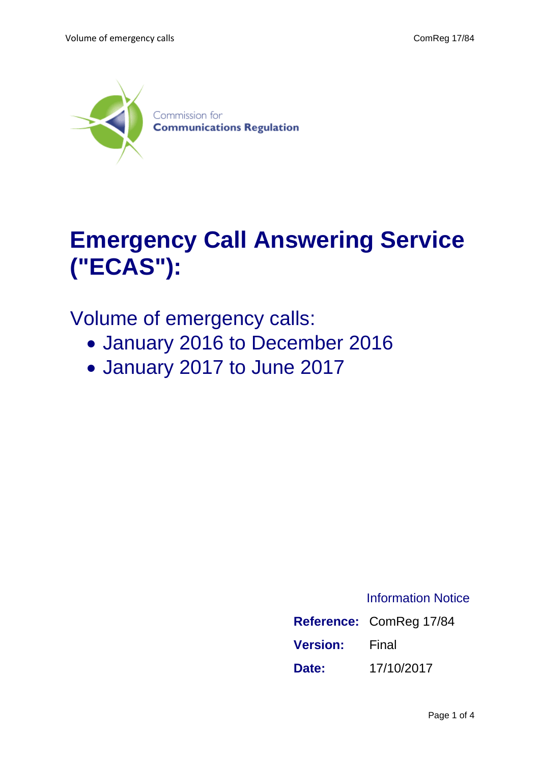Commission for
**Communications Regulation**

# Emergency Call Answering Service ("ECAS"):

## Volume of emergency calls:

- January 2016 to December 2016
- January 2017 to June 2017

Information Notice

**Reference:** ComReg 17/84

**Version:** Final

**Date:** 17/10/2017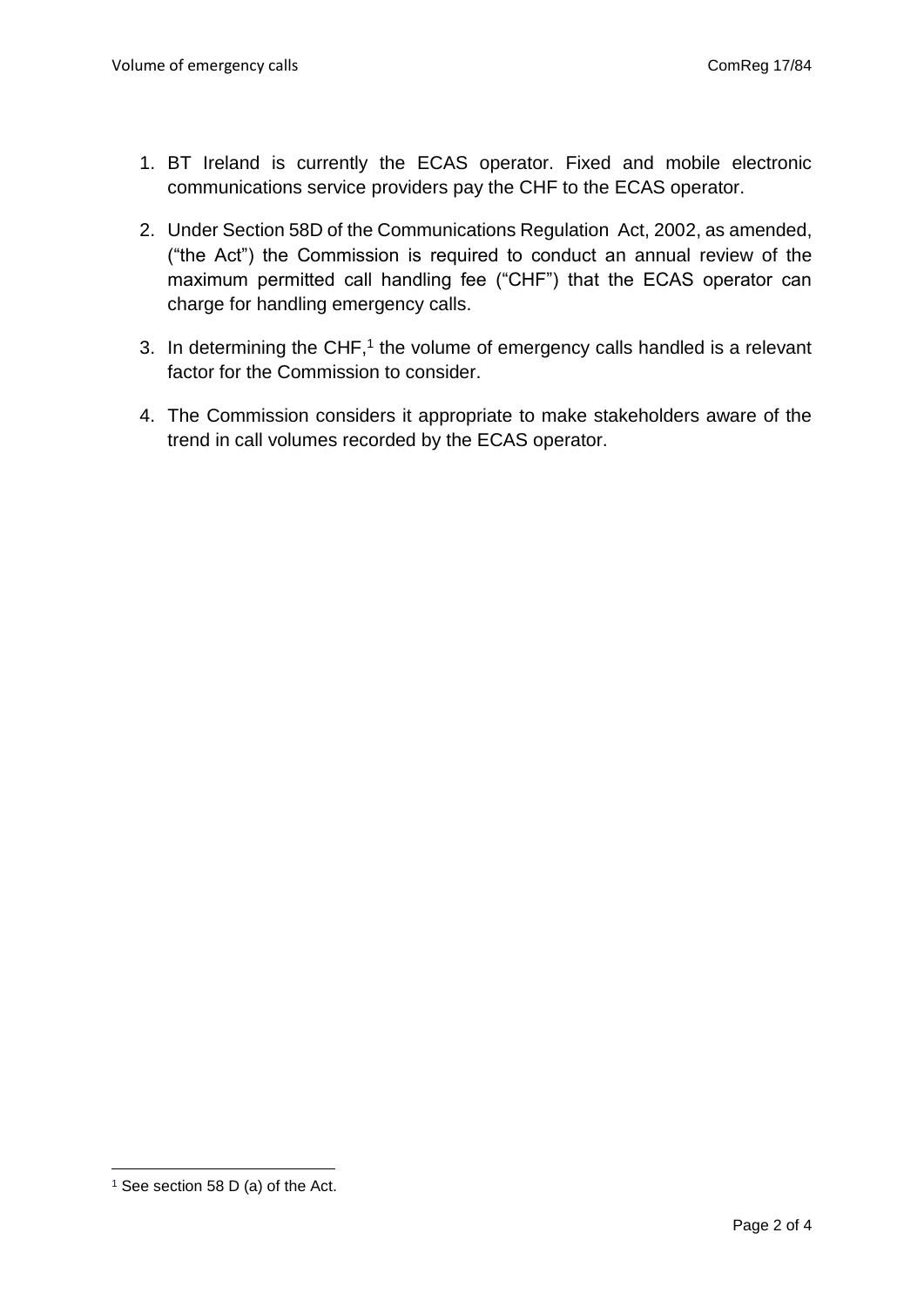1. BT Ireland is currently the ECAS operator. Fixed and mobile electronic communications service providers pay the CHF to the ECAS operator.

2. Under Section 58D of the Communications Regulation Act, 2002, as amended, ("the Act") the Commission is required to conduct an annual review of the maximum permitted call handling fee ("CHF") that the ECAS operator can charge for handling emergency calls.

3. In determining the CHF,[1] the volume of emergency calls handled is a relevant factor for the Commission to consider.

4. The Commission considers it appropriate to make stakeholders aware of the trend in call volumes recorded by the ECAS operator.

---

[1] See section 58 D (a) of the Act.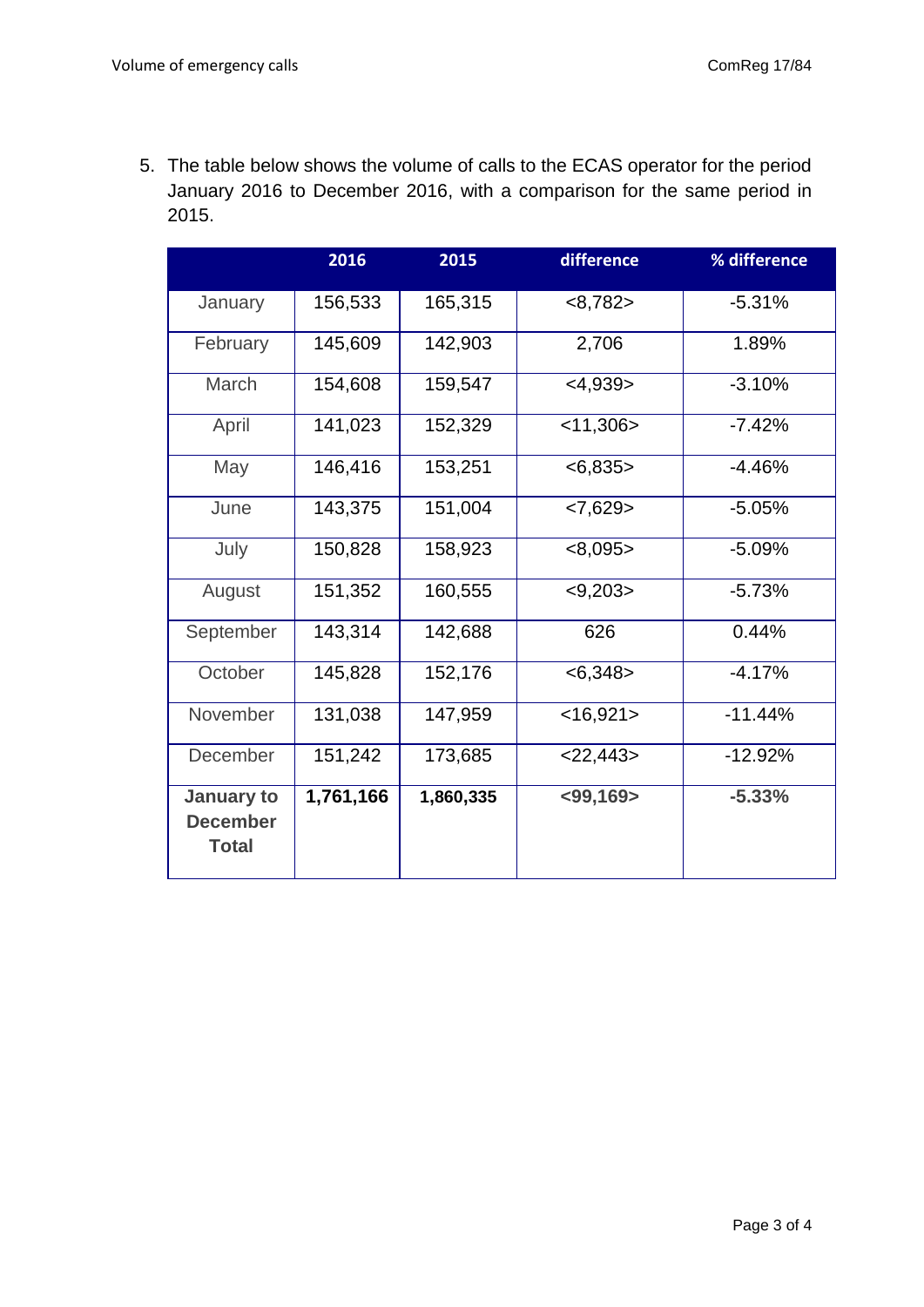5. The table below shows the volume of calls to the ECAS operator for the period January 2016 to December 2016, with a comparison for the same period in 2015.

| | 2016 | 2015 | difference | % difference |
|---|---|---|---|---|
| January | 156,533 | 165,315 | <8,782> | -5.31% |
| February | 145,609 | 142,903 | 2,706 | 1.89% |
| March | 154,608 | 159,547 | <4,939> | -3.10% |
| April | 141,023 | 152,329 | <11,306> | -7.42% |
| May | 146,416 | 153,251 | <6,835> | -4.46% |
| June | 143,375 | 151,004 | <7,629> | -5.05% |
| July | 150,828 | 158,923 | <8,095> | -5.09% |
| August | 151,352 | 160,555 | <9,203> | -5.73% |
| September | 143,314 | 142,688 | 626 | 0.44% |
| October | 145,828 | 152,176 | <6,348> | -4.17% |
| November | 131,038 | 147,959 | <16,921> | -11.44% |
| December | 151,242 | 173,685 | <22,443> | -12.92% |
| **January to December Total** | **1,761,166** | **1,860,335** | **<99,169>** | **-5.33%** |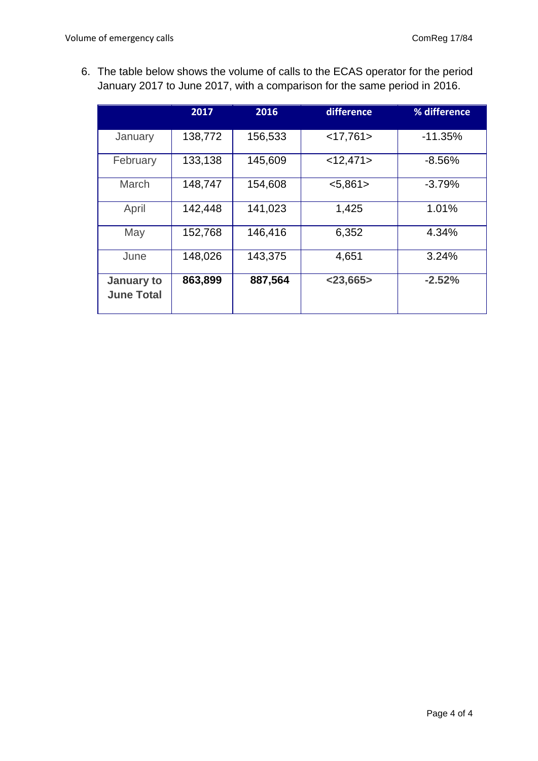6. The table below shows the volume of calls to the ECAS operator for the period January 2017 to June 2017, with a comparison for the same period in 2016.

| | 2017 | 2016 | difference | % difference |
|---|---|---|---|---|
| January | 138,772 | 156,533 | <17,761> | -11.35% |
| February | 133,138 | 145,609 | <12,471> | -8.56% |
| March | 148,747 | 154,608 | <5,861> | -3.79% |
| April | 142,448 | 141,023 | 1,425 | 1.01% |
| May | 152,768 | 146,416 | 6,352 | 4.34% |
| June | 148,026 | 143,375 | 4,651 | 3.24% |
| **January to June Total** | **863,899** | **887,564** | **<23,665>** | **-2.52%** |